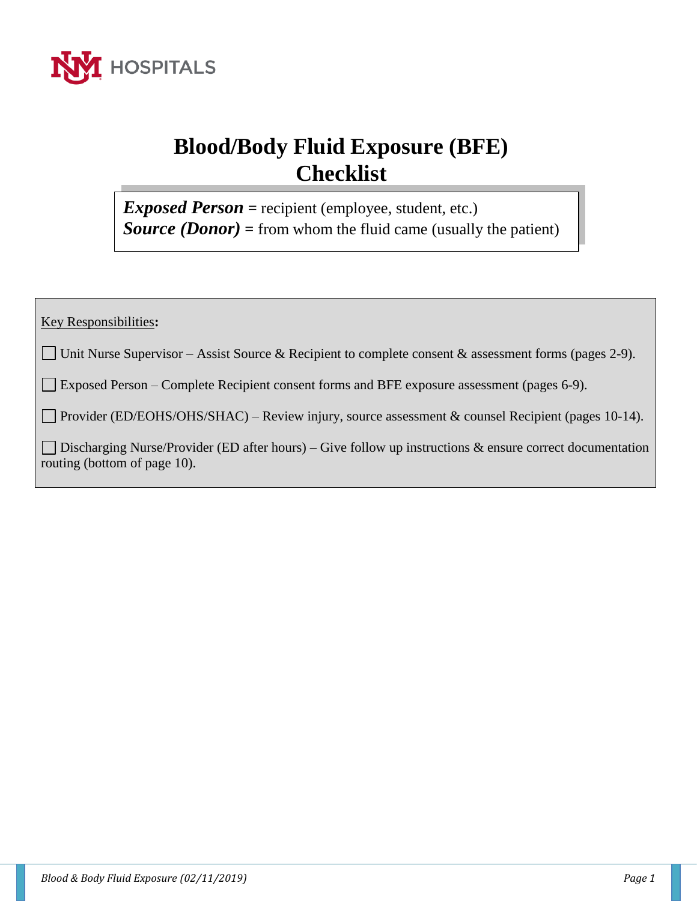UNM HOSPITALS

# Blood/Body Fluid Exposure (BFE) Checklist

***Exposed Person*** **=** recipient (employee, student, etc.)
***Source (Donor)*** **=** from whom the fluid came (usually the patient)

Key Responsibilities**:**

- ☐ Unit Nurse Supervisor – Assist Source & Recipient to complete consent & assessment forms (pages 2-9).
- ☐ Exposed Person – Complete Recipient consent forms and BFE exposure assessment (pages 6-9).
- ☐ Provider (ED/EOHS/OHS/SHAC) – Review injury, source assessment & counsel Recipient (pages 10-14).
- ☐ Discharging Nurse/Provider (ED after hours) – Give follow up instructions & ensure correct documentation routing (bottom of page 10).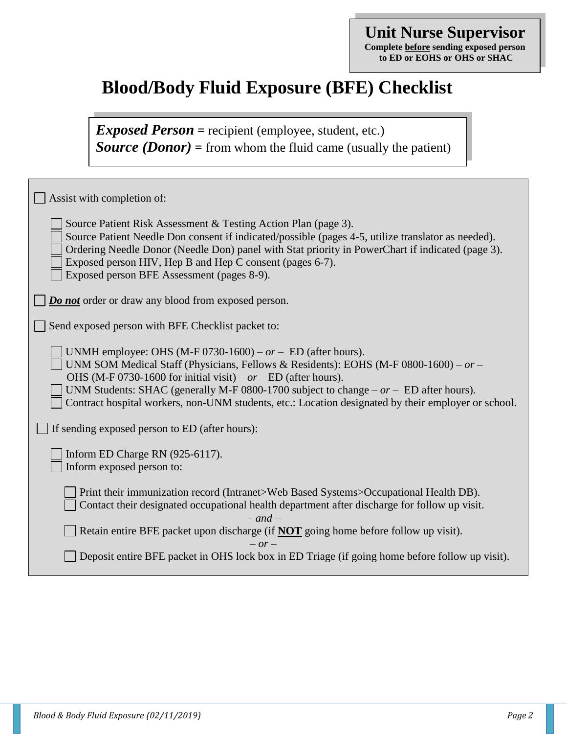**Unit Nurse Supervisor**
**Complete <u>before</u> sending exposed person to ED or EOHS or OHS or SHAC**

# Blood/Body Fluid Exposure (BFE) Checklist

***Exposed Person*** **=** recipient (employee, student, etc.)
***Source (Donor)*** **=** from whom the fluid came (usually the patient)

- [ ] Assist with completion of:
  - [ ] Source Patient Risk Assessment & Testing Action Plan (page 3).
  - [ ] Source Patient Needle Don consent if indicated/possible (pages 4-5, utilize translator as needed).
  - [ ] Ordering Needle Donor (Needle Don) panel with Stat priority in PowerChart if indicated (page 3).
  - [ ] Exposed person HIV, Hep B and Hep C consent (pages 6-7).
  - [ ] Exposed person BFE Assessment (pages 8-9).
- [ ] ***<u>Do not</u>*** order or draw any blood from exposed person.
- [ ] Send exposed person with BFE Checklist packet to:
  - [ ] UNMH employee: OHS (M-F 0730-1600) – *or* – ED (after hours).
  - [ ] UNM SOM Medical Staff (Physicians, Fellows & Residents): EOHS (M-F 0800-1600) – *or* – OHS (M-F 0730-1600 for initial visit) – *or* – ED (after hours).
  - [ ] UNM Students: SHAC (generally M-F 0800-1700 subject to change – *or* – ED after hours).
  - [ ] Contract hospital workers, non-UNM students, etc.: Location designated by their employer or school.
- [ ] If sending exposed person to ED (after hours):
  - [ ] Inform ED Charge RN (925-6117).
  - [ ] Inform exposed person to:
    - [ ] Print their immunization record (Intranet>Web Based Systems>Occupational Health DB).
    - [ ] Contact their designated occupational health department after discharge for follow up visit.

      *– and –*
    - [ ] Retain entire BFE packet upon discharge (if **<u>NOT</u>** going home before follow up visit).

      *– or –*
    - [ ] Deposit entire BFE packet in OHS lock box in ED Triage (if going home before follow up visit).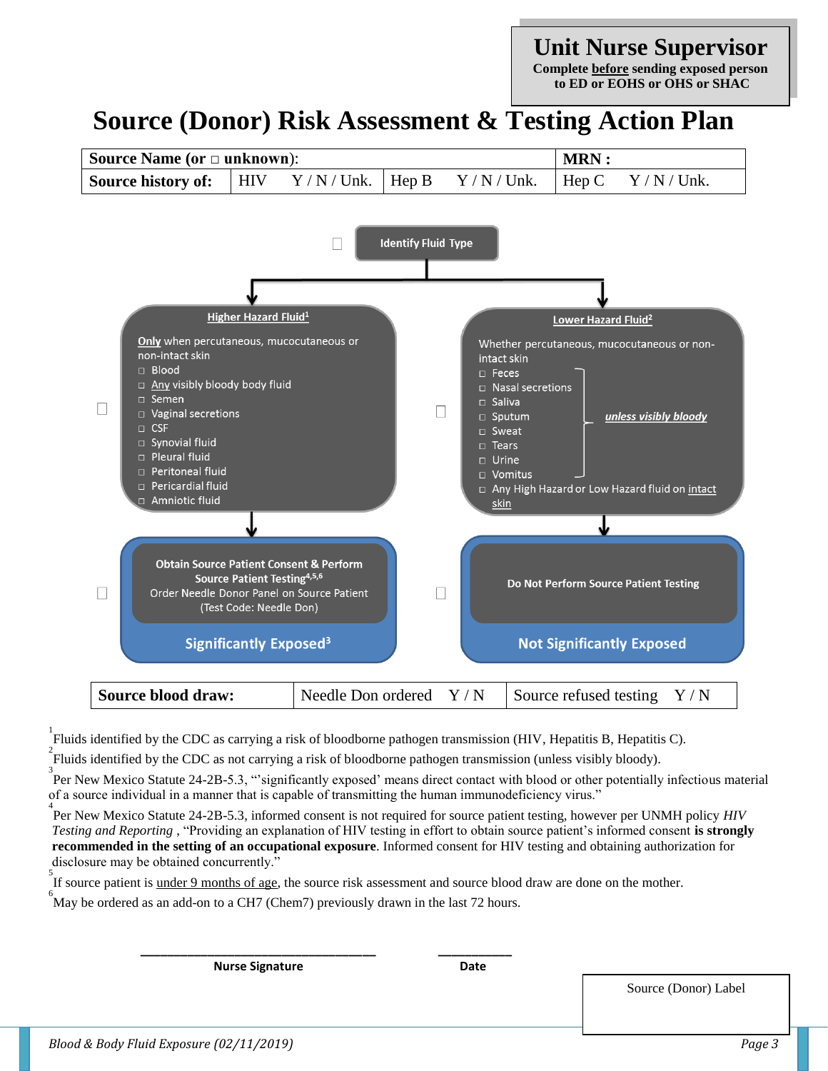**Unit Nurse Supervisor**

**Complete before sending exposed person to ED or EOHS or OHS or SHAC**

# Source (Donor) Risk Assessment & Testing Action Plan

| **Source Name (or □ unknown):** | | | | | | **MRN :** | |
|---|---|---|---|---|---|---|---|
| **Source history of:** | HIV | Y / N / Unk. | Hep B | Y / N / Unk. | | Hep C | Y / N / Unk. |

☐ **Identify Fluid Type**

☐ **Higher Hazard Fluid[1]**

**Only** when percutaneous, mucocutaneous or non-intact skin

- □ Blood
- □ Any visibly bloody body fluid
- □ Semen
- □ Vaginal secretions
- □ CSF
- □ Synovial fluid
- □ Pleural fluid
- □ Peritoneal fluid
- □ Pericardial fluid
- □ Amniotic fluid

☐ **Obtain Source Patient Consent & Perform Source Patient Testing[4,5,6]**

Order Needle Donor Panel on Source Patient (Test Code: Needle Don)

**Significantly Exposed[3]**

☐ **Lower Hazard Fluid[2]**

Whether percutaneous, mucocutaneous or non-intact skin

- □ Feces
- □ Nasal secretions
- □ Saliva
- □ Sputum
- □ Sweat
- □ Tears
- □ Urine
- □ Vomitus

*(Feces through Vomitus: **unless visibly bloody**)*

- □ Any High Hazard or Low Hazard fluid on intact skin

☐ **Do Not Perform Source Patient Testing**

**Not Significantly Exposed**

| **Source blood draw:** | Needle Don ordered Y / N | Source refused testing Y / N |
|---|---|---|

[1] Fluids identified by the CDC as carrying a risk of bloodborne pathogen transmission (HIV, Hepatitis B, Hepatitis C).

[2] Fluids identified by the CDC as not carrying a risk of bloodborne pathogen transmission (unless visibly bloody).

[3] Per New Mexico Statute 24-2B-5.3, "'significantly exposed' means direct contact with blood or other potentially infectious material of a source individual in a manner that is capable of transmitting the human immunodeficiency virus."

[4] Per New Mexico Statute 24-2B-5.3, informed consent is not required for source patient testing, however per UNMH policy *HIV Testing and Reporting* , "Providing an explanation of HIV testing in effort to obtain source patient's informed consent **is strongly recommended in the setting of an occupational exposure**. Informed consent for HIV testing and obtaining authorization for disclosure may be obtained concurrently."

[5] If source patient is under 9 months of age, the source risk assessment and source blood draw are done on the mother.

[6] May be ordered as an add-on to a CH7 (Chem7) previously drawn in the last 72 hours.

\_\_\_\_\_\_\_\_\_\_\_\_\_\_\_\_\_\_\_\_\_\_\_\_\_\_\_\_\_\_\_\_ **Nurse Signature**

\_\_\_\_\_\_\_\_\_\_ **Date**

Source (Donor) Label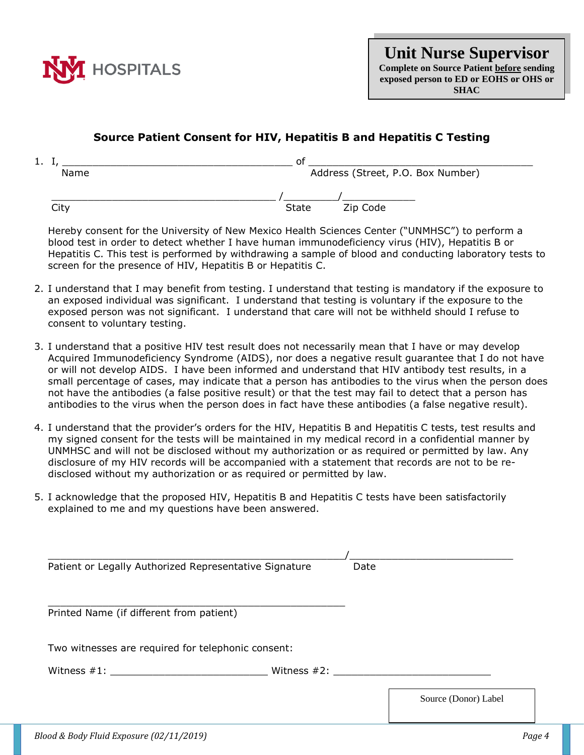UNM HOSPITALS

**Unit Nurse Supervisor**
**Complete on Source Patient <u>before</u> sending exposed person to ED or EOHS or OHS or SHAC**

## Source Patient Consent for HIV, Hepatitis B and Hepatitis C Testing

1. I, ______________________________________ of ______________________________________
   Name Address (Street, P.O. Box Number)

   ______________________________________ /_________/____________
   City State Zip Code

   Hereby consent for the University of New Mexico Health Sciences Center ("UNMHSC") to perform a blood test in order to detect whether I have human immunodeficiency virus (HIV), Hepatitis B or Hepatitis C. This test is performed by withdrawing a sample of blood and conducting laboratory tests to screen for the presence of HIV, Hepatitis B or Hepatitis C.

2. I understand that I may benefit from testing. I understand that testing is mandatory if the exposure to an exposed individual was significant. I understand that testing is voluntary if the exposure to the exposed person was not significant. I understand that care will not be withheld should I refuse to consent to voluntary testing.

3. I understand that a positive HIV test result does not necessarily mean that I have or may develop Acquired Immunodeficiency Syndrome (AIDS), nor does a negative result guarantee that I do not have or will not develop AIDS. I have been informed and understand that HIV antibody test results, in a small percentage of cases, may indicate that a person has antibodies to the virus when the person does not have the antibodies (a false positive result) or that the test may fail to detect that a person has antibodies to the virus when the person does in fact have these antibodies (a false negative result).

4. I understand that the provider's orders for the HIV, Hepatitis B and Hepatitis C tests, test results and my signed consent for the tests will be maintained in my medical record in a confidential manner by UNMHSC and will not be disclosed without my authorization or as required or permitted by law. Any disclosure of my HIV records will be accompanied with a statement that records are not to be re-disclosed without my authorization or as required or permitted by law.

5. I acknowledge that the proposed HIV, Hepatitis B and Hepatitis C tests have been satisfactorily explained to me and my questions have been answered.

______________________________________________/__________________________
Patient or Legally Authorized Representative Signature Date

______________________________________________
Printed Name (if different from patient)

Two witnesses are required for telephonic consent:

Witness #1: __________________________ Witness #2: __________________________

Source (Donor) Label

*Blood & Body Fluid Exposure (02/11/2019)*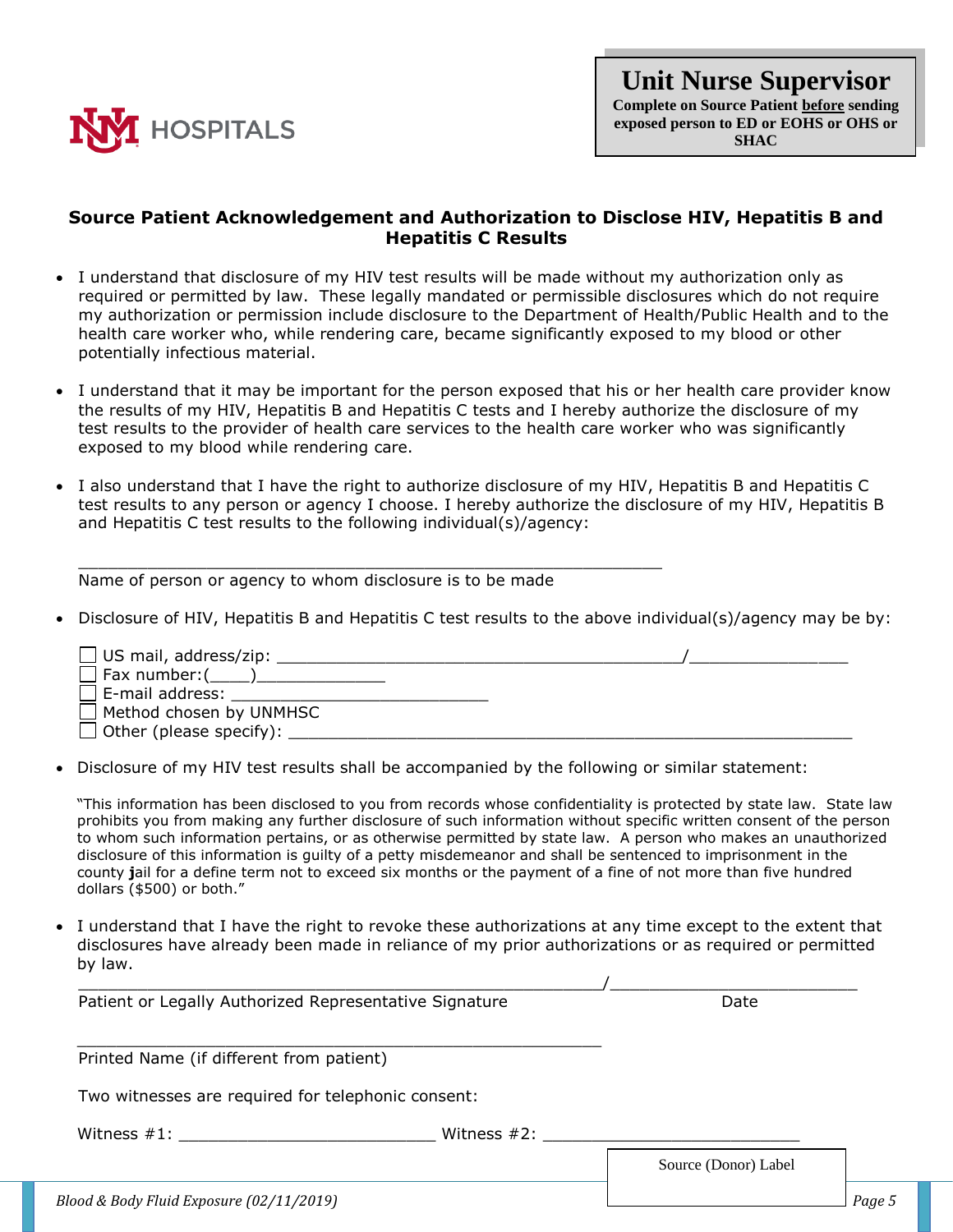UNM HOSPITALS

**Unit Nurse Supervisor**

**Complete on Source Patient before sending exposed person to ED or EOHS or OHS or SHAC**

## Source Patient Acknowledgement and Authorization to Disclose HIV, Hepatitis B and Hepatitis C Results

- I understand that disclosure of my HIV test results will be made without my authorization only as required or permitted by law. These legally mandated or permissible disclosures which do not require my authorization or permission include disclosure to the Department of Health/Public Health and to the health care worker who, while rendering care, became significantly exposed to my blood or other potentially infectious material.

- I understand that it may be important for the person exposed that his or her health care provider know the results of my HIV, Hepatitis B and Hepatitis C tests and I hereby authorize the disclosure of my test results to the provider of health care services to the health care worker who was significantly exposed to my blood while rendering care.

- I also understand that I have the right to authorize disclosure of my HIV, Hepatitis B and Hepatitis C test results to any person or agency I choose. I hereby authorize the disclosure of my HIV, Hepatitis B and Hepatitis C test results to the following individual(s)/agency:

  ____________________________________________________________
  Name of person or agency to whom disclosure is to be made

- Disclosure of HIV, Hepatitis B and Hepatitis C test results to the above individual(s)/agency may be by:

  ☐ US mail, address/zip: __________________________________________/________________
  ☐ Fax number:(____)_____________
  ☐ E-mail address: __________________________
  ☐ Method chosen by UNMHSC
  ☐ Other (please specify): _________________________________________________________

- Disclosure of my HIV test results shall be accompanied by the following or similar statement:

  "This information has been disclosed to you from records whose confidentiality is protected by state law. State law prohibits you from making any further disclosure of such information without specific written consent of the person to whom such information pertains, or as otherwise permitted by state law. A person who makes an unauthorized disclosure of this information is guilty of a petty misdemeanor and shall be sentenced to imprisonment in the county jail for a define term not to exceed six months or the payment of a fine of not more than five hundred dollars ($500) or both."

- I understand that I have the right to revoke these authorizations at any time except to the extent that disclosures have already been made in reliance of my prior authorizations or as required or permitted by law.

  _____________________________________________________/_________________________
  Patient or Legally Authorized Representative Signature Date

  _____________________________________________________
  Printed Name (if different from patient)

  Two witnesses are required for telephonic consent:

  Witness #1: __________________________ Witness #2: __________________________

Source (Donor) Label

*Blood & Body Fluid Exposure (02/11/2019)*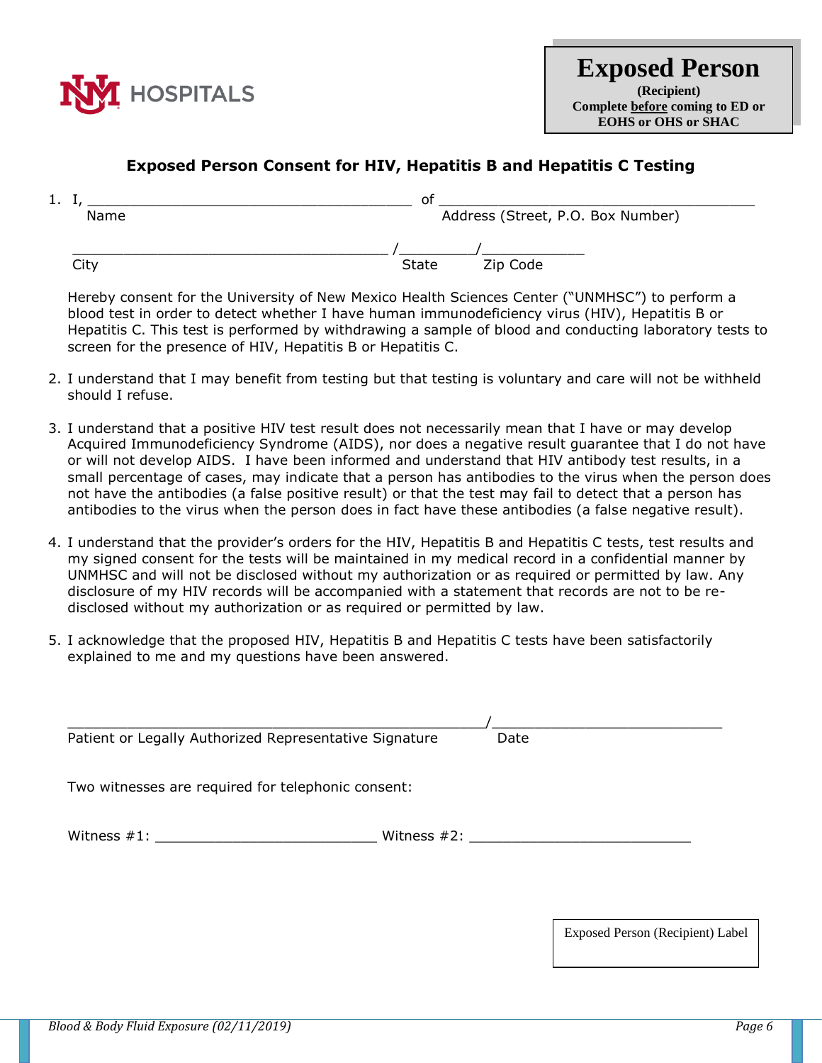UNM HOSPITALS

**Exposed Person**
**(Recipient)**
**Complete before coming to ED or EOHS or OHS or SHAC**

## Exposed Person Consent for HIV, Hepatitis B and Hepatitis C Testing

1. I, ______________________________________ of ______________________________________
   Name                                                Address (Street, P.O. Box Number)

   ____________________________________ /_________/____________
   City                                                State        Zip Code

   Hereby consent for the University of New Mexico Health Sciences Center ("UNMHSC") to perform a blood test in order to detect whether I have human immunodeficiency virus (HIV), Hepatitis B or Hepatitis C. This test is performed by withdrawing a sample of blood and conducting laboratory tests to screen for the presence of HIV, Hepatitis B or Hepatitis C.

2. I understand that I may benefit from testing but that testing is voluntary and care will not be withheld should I refuse.

3. I understand that a positive HIV test result does not necessarily mean that I have or may develop Acquired Immunodeficiency Syndrome (AIDS), nor does a negative result guarantee that I do not have or will not develop AIDS. I have been informed and understand that HIV antibody test results, in a small percentage of cases, may indicate that a person has antibodies to the virus when the person does not have the antibodies (a false positive result) or that the test may fail to detect that a person has antibodies to the virus when the person does in fact have these antibodies (a false negative result).

4. I understand that the provider's orders for the HIV, Hepatitis B and Hepatitis C tests, test results and my signed consent for the tests will be maintained in my medical record in a confidential manner by UNMHSC and will not be disclosed without my authorization or as required or permitted by law. Any disclosure of my HIV records will be accompanied with a statement that records are not to be re-disclosed without my authorization or as required or permitted by law.

5. I acknowledge that the proposed HIV, Hepatitis B and Hepatitis C tests have been satisfactorily explained to me and my questions have been answered.

_________________________________________________/___________________________
Patient or Legally Authorized Representative Signature          Date

Two witnesses are required for telephonic consent:

Witness #1: __________________________ Witness #2: __________________________

Exposed Person (Recipient) Label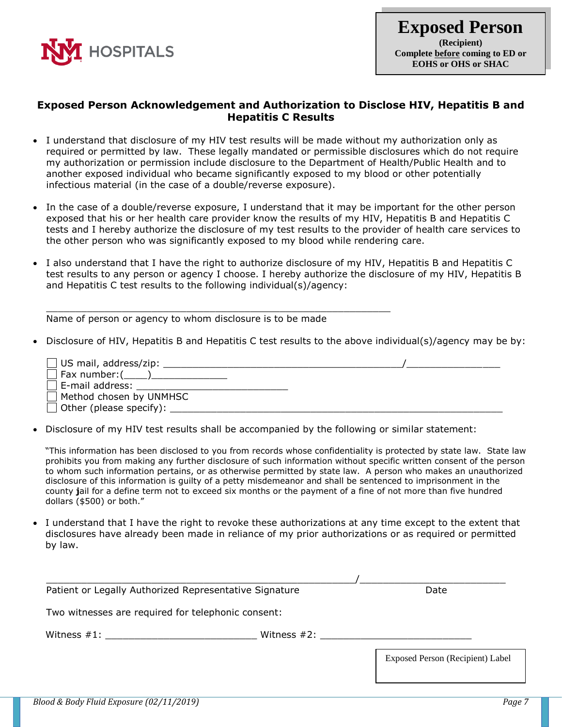UNM HOSPITALS

**Exposed Person**
**(Recipient)**
**Complete before coming to ED or EOHS or OHS or SHAC**

## Exposed Person Acknowledgement and Authorization to Disclose HIV, Hepatitis B and Hepatitis C Results

- I understand that disclosure of my HIV test results will be made without my authorization only as required or permitted by law. These legally mandated or permissible disclosures which do not require my authorization or permission include disclosure to the Department of Health/Public Health and to another exposed individual who became significantly exposed to my blood or other potentially infectious material (in the case of a double/reverse exposure).

- In the case of a double/reverse exposure, I understand that it may be important for the other person exposed that his or her health care provider know the results of my HIV, Hepatitis B and Hepatitis C tests and I hereby authorize the disclosure of my test results to the provider of health care services to the other person who was significantly exposed to my blood while rendering care.

- I also understand that I have the right to authorize disclosure of my HIV, Hepatitis B and Hepatitis C test results to any person or agency I choose. I hereby authorize the disclosure of my HIV, Hepatitis B and Hepatitis C test results to the following individual(s)/agency:

  ____________________________________________________________
  Name of person or agency to whom disclosure is to be made

- Disclosure of HIV, Hepatitis B and Hepatitis C test results to the above individual(s)/agency may be by:

  ☐ US mail, address/zip: ________________________________________/________________
  ☐ Fax number:(____)_____________
  ☐ E-mail address: __________________________
  ☐ Method chosen by UNMHSC
  ☐ Other (please specify): __________________________________________________________

- Disclosure of my HIV test results shall be accompanied by the following or similar statement:

  "This information has been disclosed to you from records whose confidentiality is protected by state law. State law prohibits you from making any further disclosure of such information without specific written consent of the person to whom such information pertains, or as otherwise permitted by state law. A person who makes an unauthorized disclosure of this information is guilty of a petty misdemeanor and shall be sentenced to imprisonment in the county jail for a define term not to exceed six months or the payment of a fine of not more than five hundred dollars ($500) or both."

- I understand that I have the right to revoke these authorizations at any time except to the extent that disclosures have already been made in reliance of my prior authorizations or as required or permitted by law.

_____________________________________________________/_________________________
Patient or Legally Authorized Representative Signature                                        Date

Two witnesses are required for telephonic consent:

Witness #1: __________________________ Witness #2: __________________________

Exposed Person (Recipient) Label

*Blood & Body Fluid Exposure (02/11/2019)*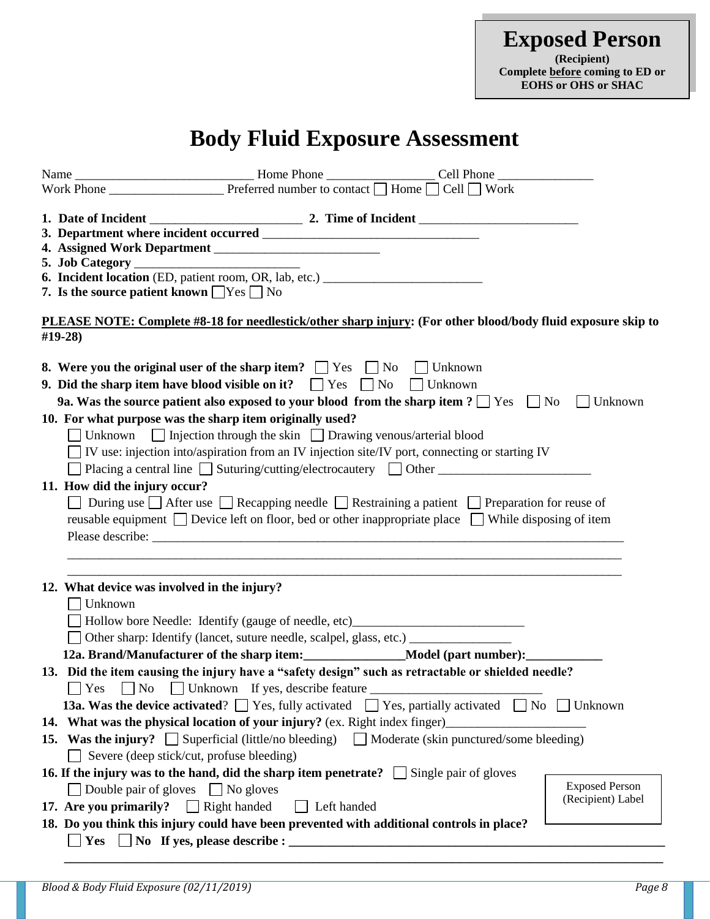**Exposed Person**
**(Recipient)**
**Complete before coming to ED or EOHS or OHS or SHAC**

# Body Fluid Exposure Assessment

Name ____________________________ Home Phone _________________ Cell Phone _______________
Work Phone __________________ Preferred number to contact ☐ Home ☐ Cell ☐ Work

1. **Date of Incident** ________________________ 2. **Time of Incident** _________________________
3. **Department where incident occurred** __________________________________
4. **Assigned Work Department** __________________________
5. **Job Category** __________________________
6. **Incident location** (ED, patient room, OR, lab, etc.) _________________________
7. **Is the source patient known** ☐ Yes ☐ No

**PLEASE NOTE: Complete #8-18 for needlestick/other sharp injury: (For other blood/body fluid exposure skip to #19-28)**

8. **Were you the original user of the sharp item?** ☐ Yes ☐ No ☐ Unknown
9. **Did the sharp item have blood visible on it?** ☐ Yes ☐ No ☐ Unknown
   **9a. Was the source patient also exposed to your blood from the sharp item ?** ☐ Yes ☐ No ☐ Unknown
10. **For what purpose was the sharp item originally used?**
    ☐ Unknown ☐ Injection through the skin ☐ Drawing venous/arterial blood
    ☐ IV use: injection into/aspiration from an IV injection site/IV port, connecting or starting IV
    ☐ Placing a central line ☐ Suturing/cutting/electrocautery ☐ Other ________________________
11. **How did the injury occur?**
    ☐ During use ☐ After use ☐ Recapping needle ☐ Restraining a patient ☐ Preparation for reuse of reusable equipment ☐ Device left on floor, bed or other inappropriate place ☐ While disposing of item
    Please describe: ______________________________________________________________________________
    ______________________________________________________________________________
    ______________________________________________________________________________
12. **What device was involved in the injury?**
    ☐ Unknown
    ☐ Hollow bore Needle: Identify (gauge of needle, etc)___________________________
    ☐ Other sharp: Identify (lancet, suture needle, scalpel, glass, etc.) ________________
    **12a. Brand/Manufacturer of the sharp item:________________Model (part number):____________**
13. **Did the item causing the injury have a "safety design" such as retractable or shielded needle?**
    ☐ Yes ☐ No ☐ Unknown If yes, describe feature ___________________________
    **13a. Was the device activated**? ☐ Yes, fully activated ☐ Yes, partially activated ☐ No ☐ Unknown
14. **What was the physical location of your injury?** (ex. Right index finger)______________________
15. **Was the injury?** ☐ Superficial (little/no bleeding) ☐ Moderate (skin punctured/some bleeding)
    ☐ Severe (deep stick/cut, profuse bleeding)
16. **If the injury was to the hand, did the sharp item penetrate?** ☐ Single pair of gloves
    ☐ Double pair of gloves ☐ No gloves
17. **Are you primarily?** ☐ Right handed ☐ Left handed
18. **Do you think this injury could have been prevented with additional controls in place?**
    ☐ **Yes** ☐ **No If yes, please describe : ____________________________________________________________**
    ______________________________________________________________________________

Exposed Person (Recipient) Label

*Blood & Body Fluid Exposure (02/11/2019)*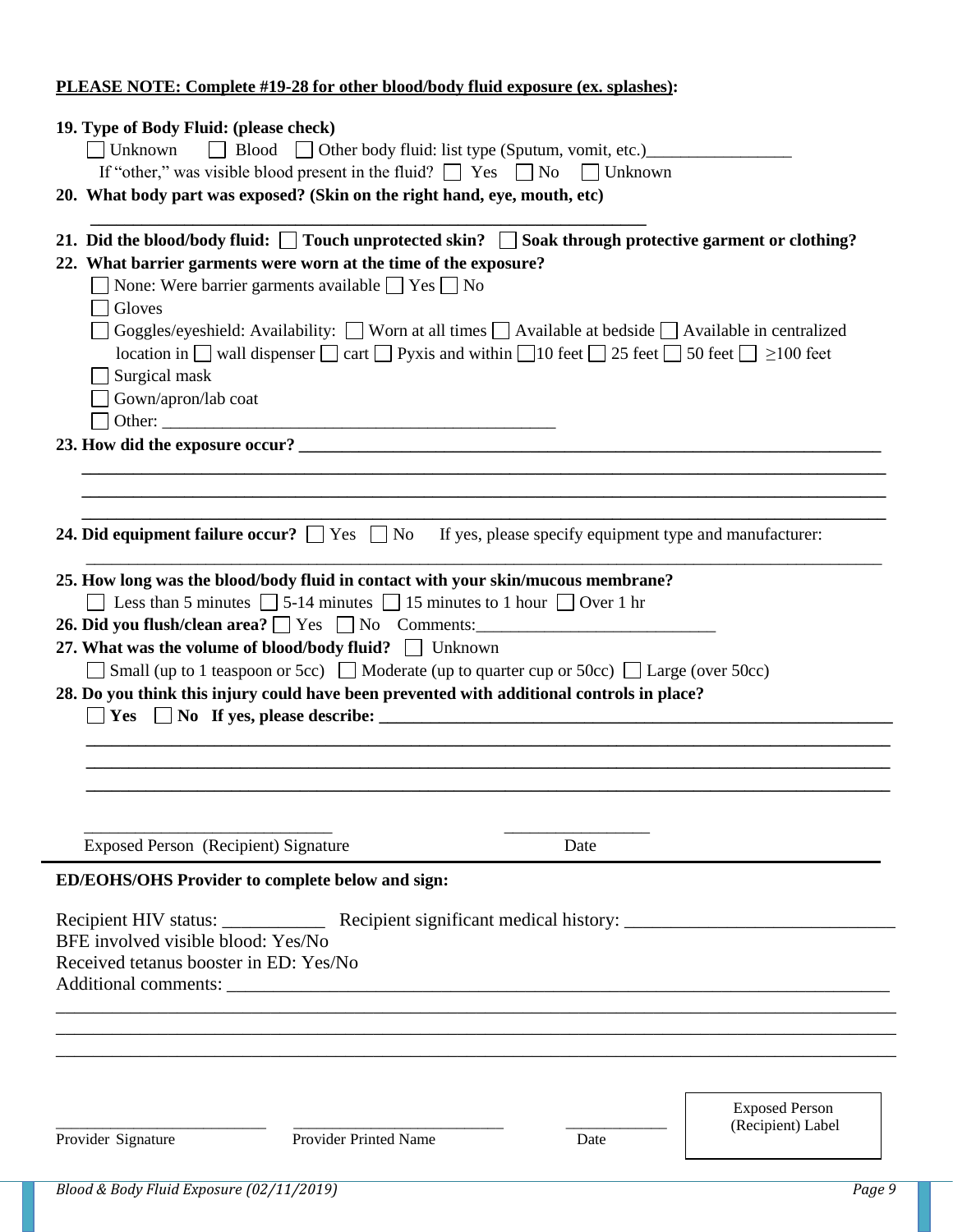**PLEASE NOTE: Complete #19-28 for other blood/body fluid exposure (ex. splashes):**

**19. Type of Body Fluid: (please check)**

☐ Unknown ☐ Blood ☐ Other body fluid: list type (Sputum, vomit, etc.)_________________

If "other," was visible blood present in the fluid? ☐ Yes ☐ No ☐ Unknown

**20. What body part was exposed? (Skin on the right hand, eye, mouth, etc)**

_________________________________________________________________

**21. Did the blood/body fluid: ☐ Touch unprotected skin? ☐ Soak through protective garment or clothing?**

**22. What barrier garments were worn at the time of the exposure?**

☐ None: Were barrier garments available ☐ Yes ☐ No

☐ Gloves

☐ Goggles/eyeshield: Availability: ☐ Worn at all times ☐ Available at bedside ☐ Available in centralized location in ☐ wall dispenser ☐ cart ☐ Pyxis and within ☐10 feet ☐ 25 feet ☐ 50 feet ☐ ≥100 feet

☐ Surgical mask

☐ Gown/apron/lab coat

☐ Other: _______________________________________________

**23. How did the exposure occur?** _______________________________________________________________

___________________________________________________________________________________________

___________________________________________________________________________________________

___________________________________________________________________________________________

**24. Did equipment failure occur?** ☐ Yes ☐ No If yes, please specify equipment type and manufacturer:

___________________________________________________________________________________________

**25. How long was the blood/body fluid in contact with your skin/mucous membrane?**

☐ Less than 5 minutes ☐ 5-14 minutes ☐ 15 minutes to 1 hour ☐ Over 1 hr

**26. Did you flush/clean area?** ☐ Yes ☐ No Comments:____________________________

**27. What was the volume of blood/body fluid?** ☐ Unknown

☐ Small (up to 1 teaspoon or 5cc) ☐ Moderate (up to quarter cup or 50cc) ☐ Large (over 50cc)

**28. Do you think this injury could have been prevented with additional controls in place?**

☐ **Yes** ☐ **No If yes, please describe:** ______________________________________________________

___________________________________________________________________________________________

___________________________________________________________________________________________

___________________________________________________________________________________________

_____________________________ _________________

Exposed Person (Recipient) Signature Date

**ED/EOHS/OHS Provider to complete below and sign:**

Recipient HIV status: ___________ Recipient significant medical history: _____________________________

BFE involved visible blood: Yes/No

Received tetanus booster in ED: Yes/No

Additional comments: ______________________________________________________________________

___________________________________________________________________________________________

___________________________________________________________________________________________

___________________________________________________________________________________________

__________________________ __________________________ _____________

Provider Signature Provider Printed Name Date

Exposed Person (Recipient) Label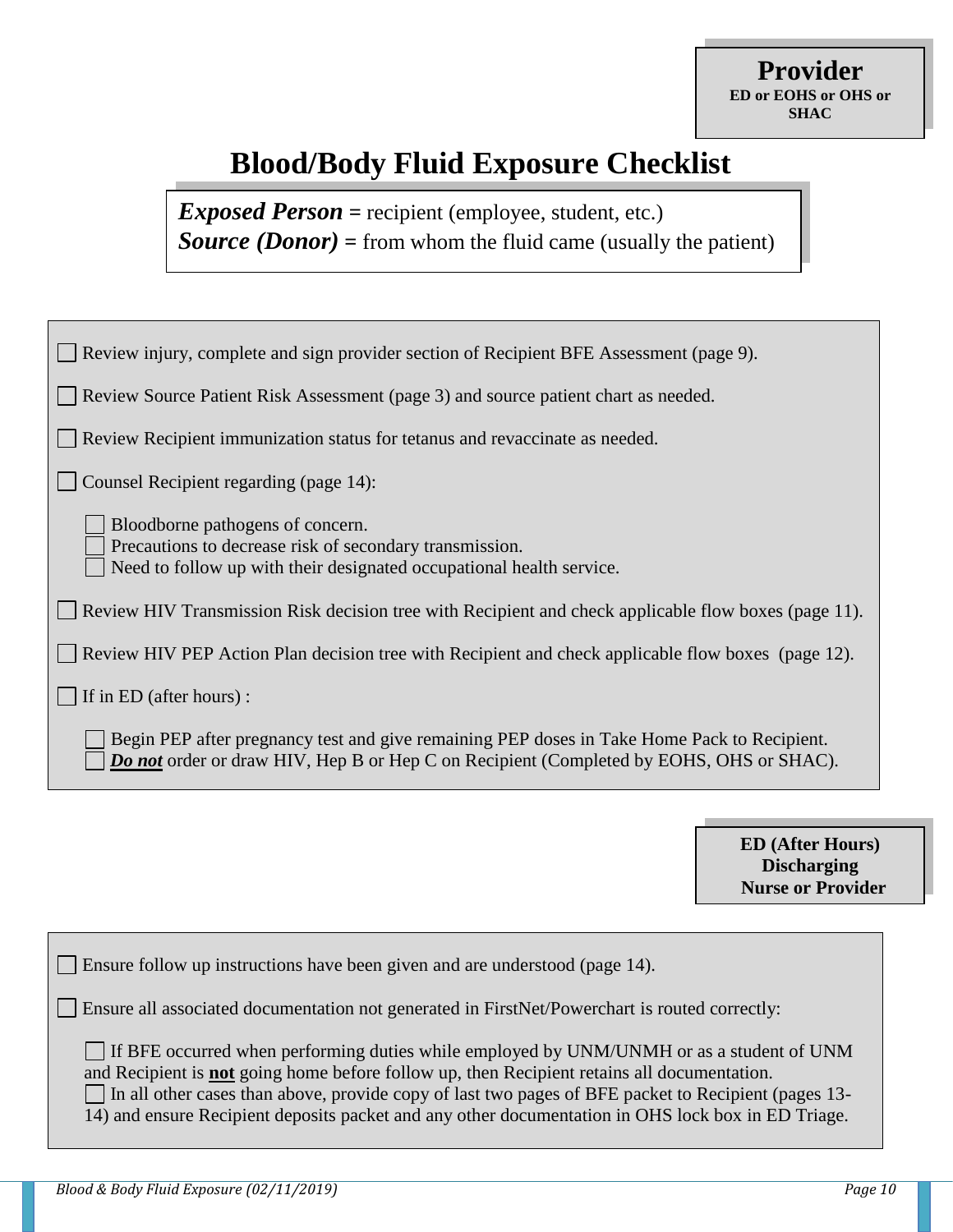**Provider**
**ED or EOHS or OHS or SHAC**

# Blood/Body Fluid Exposure Checklist

***Exposed Person*** **=** recipient (employee, student, etc.)
***Source (Donor)*** **=** from whom the fluid came (usually the patient)

- ☐ Review injury, complete and sign provider section of Recipient BFE Assessment (page 9).
- ☐ Review Source Patient Risk Assessment (page 3) and source patient chart as needed.
- ☐ Review Recipient immunization status for tetanus and revaccinate as needed.
- ☐ Counsel Recipient regarding (page 14):
  - ☐ Bloodborne pathogens of concern.
  - ☐ Precautions to decrease risk of secondary transmission.
  - ☐ Need to follow up with their designated occupational health service.
- ☐ Review HIV Transmission Risk decision tree with Recipient and check applicable flow boxes (page 11).
- ☐ Review HIV PEP Action Plan decision tree with Recipient and check applicable flow boxes (page 12).
- ☐ If in ED (after hours) :
  - ☐ Begin PEP after pregnancy test and give remaining PEP doses in Take Home Pack to Recipient.
  - ☐ ***<u>Do not</u>*** order or draw HIV, Hep B or Hep C on Recipient (Completed by EOHS, OHS or SHAC).

**ED (After Hours)**
**Discharging**
**Nurse or Provider**

- ☐ Ensure follow up instructions have been given and are understood (page 14).
- ☐ Ensure all associated documentation not generated in FirstNet/Powerchart is routed correctly:
  - ☐ If BFE occurred when performing duties while employed by UNM/UNMH or as a student of UNM and Recipient is **<u>not</u>** going home before follow up, then Recipient retains all documentation.
  - ☐ In all other cases than above, provide copy of last two pages of BFE packet to Recipient (pages 13-14) and ensure Recipient deposits packet and any other documentation in OHS lock box in ED Triage.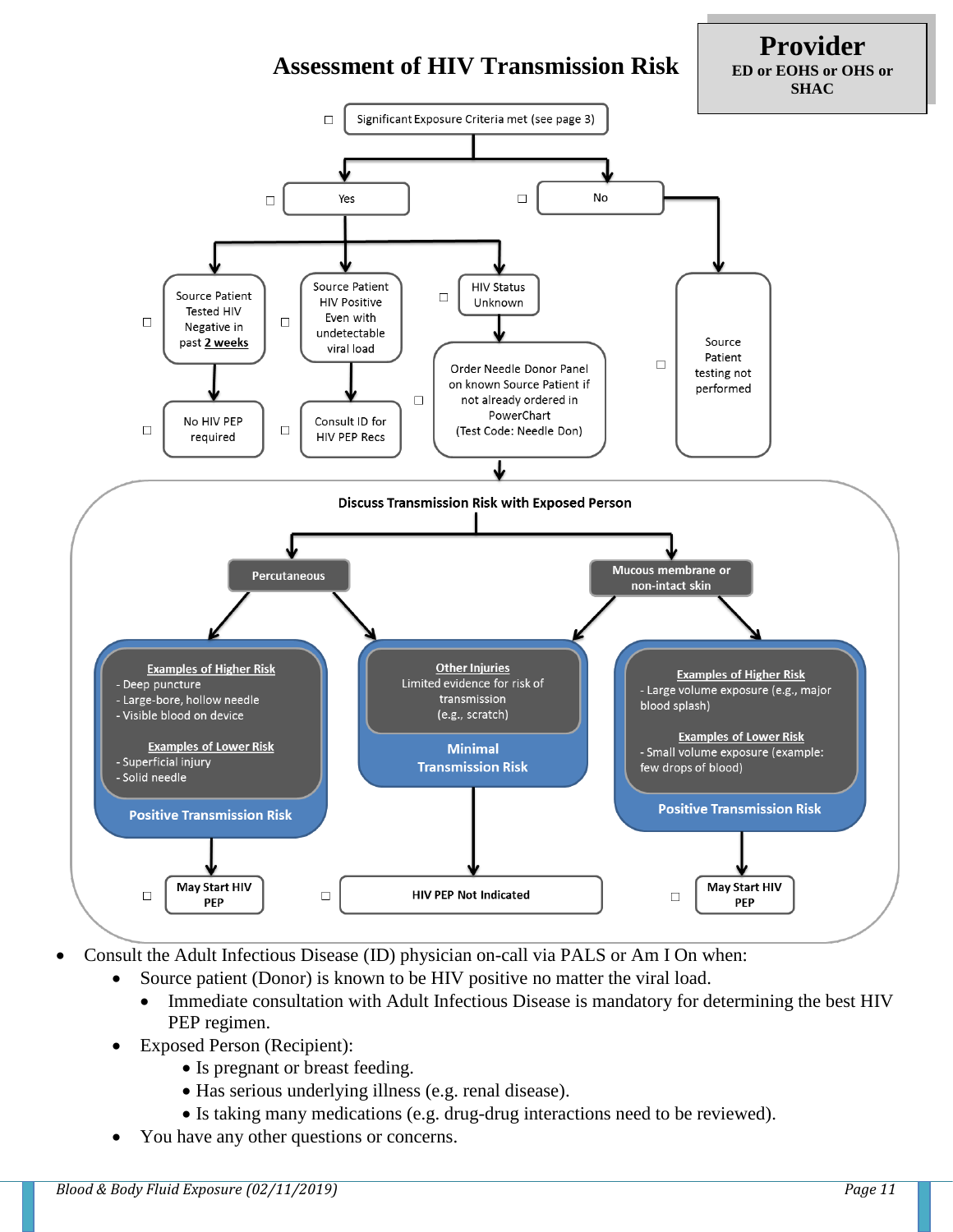# Assessment of HIV Transmission Risk

**Provider**
**ED or EOHS or OHS or SHAC**

☐ Significant Exposure Criteria met (see page 3)

- ☐ **Yes**
  - ☐ Source Patient Tested HIV Negative in past 2 weeks
    - ☐ No HIV PEP required
  - ☐ Source Patient HIV Positive Even with undetectable viral load
    - ☐ Consult ID for HIV PEP Recs
  - ☐ HIV Status Unknown
    - ☐ Order Needle Donor Panel on known Source Patient if not already ordered in PowerChart (Test Code: Needle Don)
- ☐ **No**
  - ☐ Source Patient testing not performed

**Discuss Transmission Risk with Exposed Person**

**Percutaneous**

- **Examples of Higher Risk**
  - Deep puncture
  - Large-bore, hollow needle
  - Visible blood on device
- **Examples of Lower Risk**
  - Superficial injury
  - Solid needle

**Positive Transmission Risk** → ☐ **May Start HIV PEP**

**Other Injuries**
Limited evidence for risk of transmission (e.g., scratch)

**Minimal Transmission Risk** → ☐ **HIV PEP Not Indicated**

**Mucous membrane or non-intact skin**

- **Examples of Higher Risk**
  - Large volume exposure (e.g., major blood splash)
- **Examples of Lower Risk**
  - Small volume exposure (example: few drops of blood)

**Positive Transmission Risk** → ☐ **May Start HIV PEP**

- Consult the Adult Infectious Disease (ID) physician on-call via PALS or Am I On when:
  - Source patient (Donor) is known to be HIV positive no matter the viral load.
    - Immediate consultation with Adult Infectious Disease is mandatory for determining the best HIV PEP regimen.
  - Exposed Person (Recipient):
    - Is pregnant or breast feeding.
    - Has serious underlying illness (e.g. renal disease).
    - Is taking many medications (e.g. drug-drug interactions need to be reviewed).
  - You have any other questions or concerns.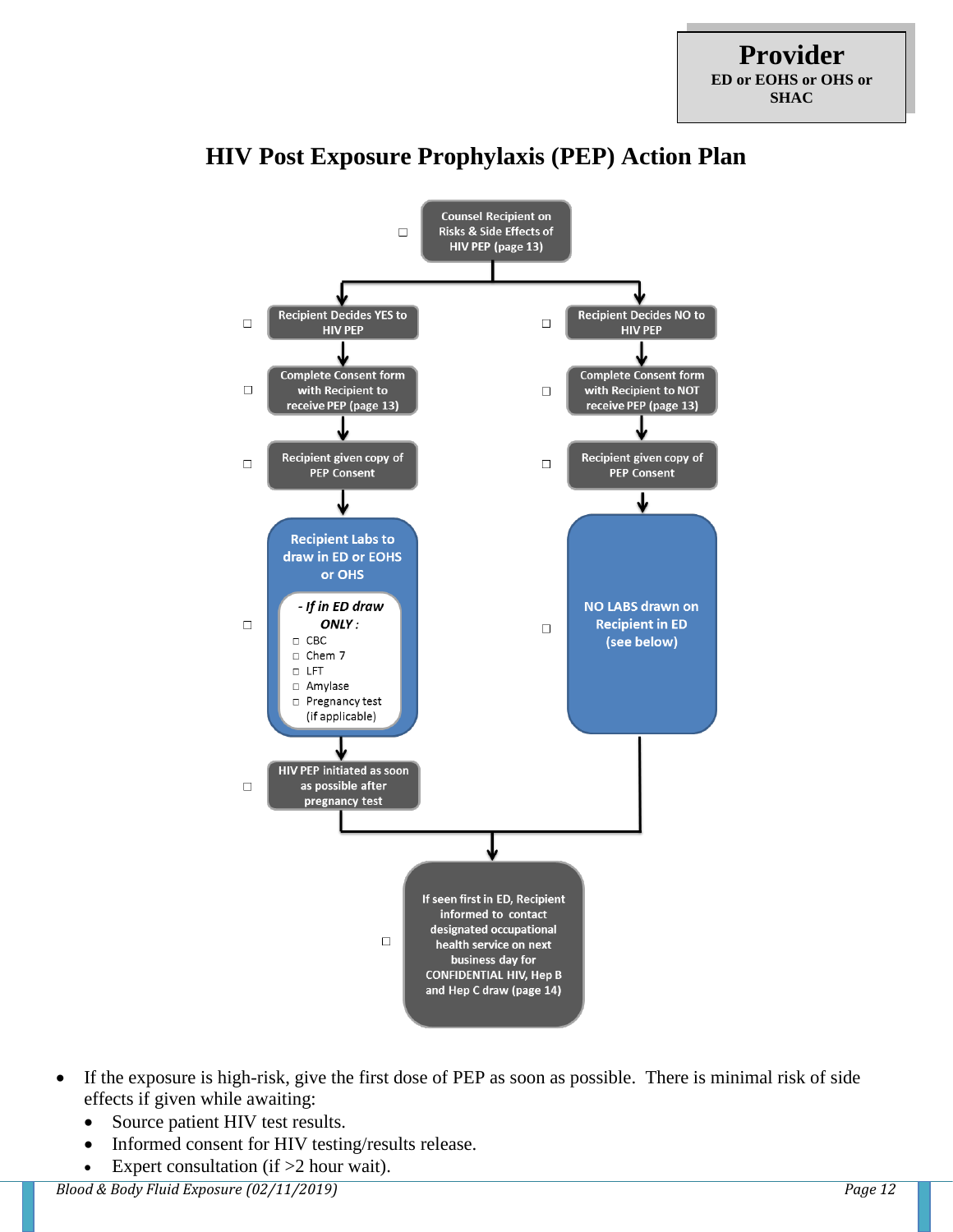**Provider**
**ED or EOHS or OHS or SHAC**

# HIV Post Exposure Prophylaxis (PEP) Action Plan

- ☐ Counsel Recipient on Risks & Side Effects of HIV PEP (page 13)

**If recipient decides YES:**

- ☐ Recipient Decides YES to HIV PEP
- ☐ Complete Consent form with Recipient to receive PEP (page 13)
- ☐ Recipient given copy of PEP Consent
- ☐ Recipient Labs to draw in ED or EOHS or OHS
  - *- If in ED draw ONLY:*
    - ☐ CBC
    - ☐ Chem 7
    - ☐ LFT
    - ☐ Amylase
    - ☐ Pregnancy test (if applicable)
- ☐ HIV PEP initiated as soon as possible after pregnancy test

**If recipient decides NO:**

- ☐ Recipient Decides NO to HIV PEP
- ☐ Complete Consent form with Recipient to NOT receive PEP (page 13)
- ☐ Recipient given copy of PEP Consent
- ☐ NO LABS drawn on Recipient in ED (see below)

**Both paths:**

- ☐ If seen first in ED, Recipient informed to contact designated occupational health service on next business day for CONFIDENTIAL HIV, Hep B and Hep C draw (page 14)

---

- If the exposure is high-risk, give the first dose of PEP as soon as possible. There is minimal risk of side effects if given while awaiting:
  - Source patient HIV test results.
  - Informed consent for HIV testing/results release.
  - Expert consultation (if >2 hour wait).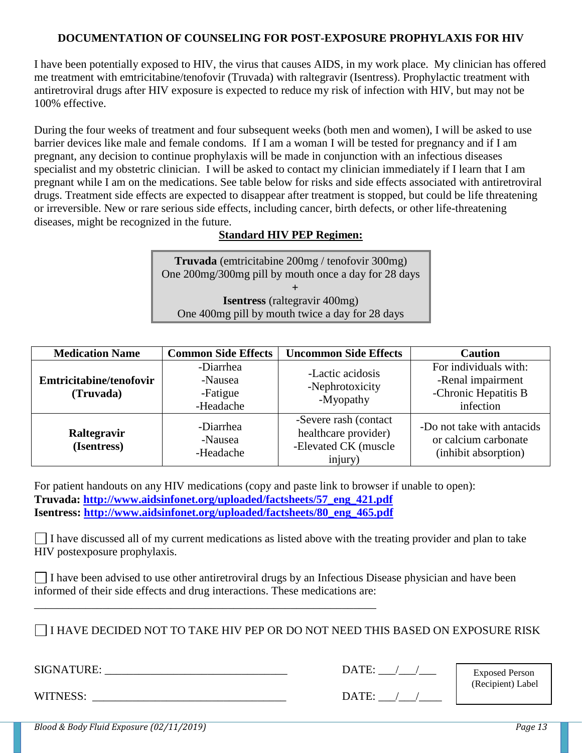## DOCUMENTATION OF COUNSELING FOR POST-EXPOSURE PROPHYLAXIS FOR HIV

I have been potentially exposed to HIV, the virus that causes AIDS, in my work place. My clinician has offered me treatment with emtricitabine/tenofovir (Truvada) with raltegravir (Isentress). Prophylactic treatment with antiretroviral drugs after HIV exposure is expected to reduce my risk of infection with HIV, but may not be 100% effective.

During the four weeks of treatment and four subsequent weeks (both men and women), I will be asked to use barrier devices like male and female condoms. If I am a woman I will be tested for pregnancy and if I am pregnant, any decision to continue prophylaxis will be made in conjunction with an infectious diseases specialist and my obstetric clinician. I will be asked to contact my clinician immediately if I learn that I am pregnant while I am on the medications. See table below for risks and side effects associated with antiretroviral drugs. Treatment side effects are expected to disappear after treatment is stopped, but could be life threatening or irreversible. New or rare serious side effects, including cancer, birth defects, or other life-threatening diseases, might be recognized in the future.

**Standard HIV PEP Regimen:**

**Truvada** (emtricitabine 200mg / tenofovir 300mg)
One 200mg/300mg pill by mouth once a day for 28 days
+
**Isentress** (raltegravir 400mg)
One 400mg pill by mouth twice a day for 28 days

| Medication Name | Common Side Effects | Uncommon Side Effects | Caution |
|---|---|---|---|
| **Emtricitabine/tenofovir (Truvada)** | -Diarrhea<br>-Nausea<br>-Fatigue<br>-Headache | -Lactic acidosis<br>-Nephrotoxicity<br>-Myopathy | For individuals with:<br>-Renal impairment<br>-Chronic Hepatitis B infection |
| **Raltegravir (Isentress)** | -Diarrhea<br>-Nausea<br>-Headache | -Severe rash (contact healthcare provider)<br>-Elevated CK (muscle injury) | -Do not take with antacids or calcium carbonate (inhibit absorption) |

For patient handouts on any HIV medications (copy and paste link to browser if unable to open):
**Truvada: http://www.aidsinfonet.org/uploaded/factsheets/57_eng_421.pdf**
**Isentress: http://www.aidsinfonet.org/uploaded/factsheets/80_eng_465.pdf**

☐ I have discussed all of my current medications as listed above with the treating provider and plan to take HIV postexposure prophylaxis.

☐ I have been advised to use other antiretroviral drugs by an Infectious Disease physician and have been informed of their side effects and drug interactions. These medications are:
_______________________________________________________________

☐ I HAVE DECIDED NOT TO TAKE HIV PEP OR DO NOT NEED THIS BASED ON EXPOSURE RISK

SIGNATURE: ________________________________ DATE: ___/___/___

WITNESS: _________________________________ DATE: ___/___/____

Exposed Person (Recipient) Label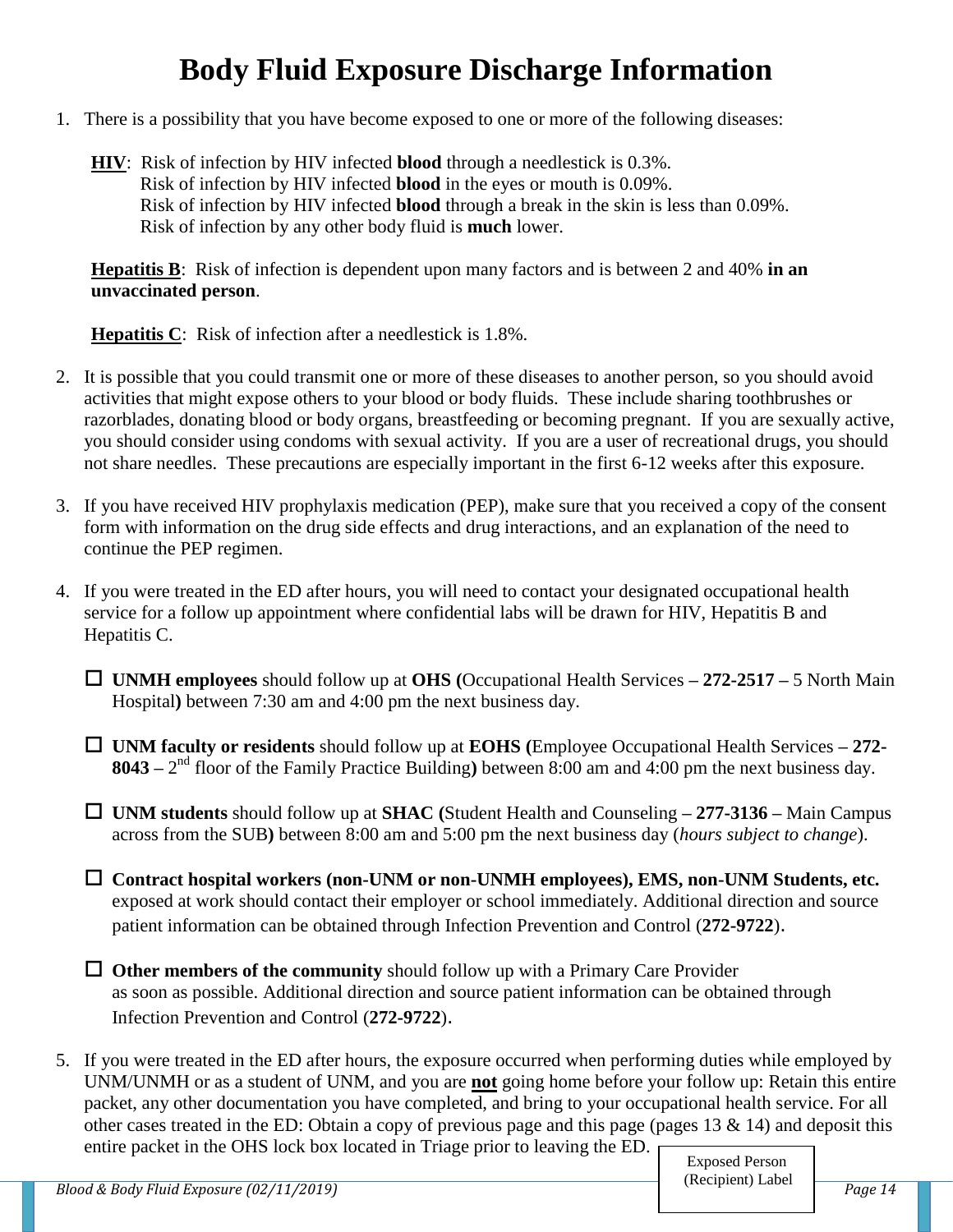# Body Fluid Exposure Discharge Information

1. There is a possibility that you have become exposed to one or more of the following diseases:

   **HIV**: Risk of infection by HIV infected **blood** through a needlestick is 0.3%.
   Risk of infection by HIV infected **blood** in the eyes or mouth is 0.09%.
   Risk of infection by HIV infected **blood** through a break in the skin is less than 0.09%.
   Risk of infection by any other body fluid is **much** lower.

   **Hepatitis B**: Risk of infection is dependent upon many factors and is between 2 and 40% **in an unvaccinated person**.

   **Hepatitis C**: Risk of infection after a needlestick is 1.8%.

2. It is possible that you could transmit one or more of these diseases to another person, so you should avoid activities that might expose others to your blood or body fluids. These include sharing toothbrushes or razorblades, donating blood or body organs, breastfeeding or becoming pregnant. If you are sexually active, you should consider using condoms with sexual activity. If you are a user of recreational drugs, you should not share needles. These precautions are especially important in the first 6-12 weeks after this exposure.

3. If you have received HIV prophylaxis medication (PEP), make sure that you received a copy of the consent form with information on the drug side effects and drug interactions, and an explanation of the need to continue the PEP regimen.

4. If you were treated in the ED after hours, you will need to contact your designated occupational health service for a follow up appointment where confidential labs will be drawn for HIV, Hepatitis B and Hepatitis C.

   - ☐ **UNMH employees** should follow up at **OHS (**Occupational Health Services **– 272-2517 –** 5 North Main Hospital**)** between 7:30 am and 4:00 pm the next business day.

   - ☐ **UNM faculty or residents** should follow up at **EOHS (**Employee Occupational Health Services **– 272-8043 –** 2nd floor of the Family Practice Building**)** between 8:00 am and 4:00 pm the next business day.

   - ☐ **UNM students** should follow up at **SHAC (**Student Health and Counseling **– 277-3136 –** Main Campus across from the SUB**)** between 8:00 am and 5:00 pm the next business day (*hours subject to change*).

   - ☐ **Contract hospital workers (non-UNM or non-UNMH employees), EMS, non-UNM Students, etc.** exposed at work should contact their employer or school immediately. Additional direction and source patient information can be obtained through Infection Prevention and Control (**272-9722**).

   - ☐ **Other members of the community** should follow up with a Primary Care Provider as soon as possible. Additional direction and source patient information can be obtained through Infection Prevention and Control (**272-9722**).

5. If you were treated in the ED after hours, the exposure occurred when performing duties while employed by UNM/UNMH or as a student of UNM, and you are **not** going home before your follow up: Retain this entire packet, any other documentation you have completed, and bring to your occupational health service. For all other cases treated in the ED: Obtain a copy of previous page and this page (pages 13 & 14) and deposit this entire packet in the OHS lock box located in Triage prior to leaving the ED.

Exposed Person (Recipient) Label